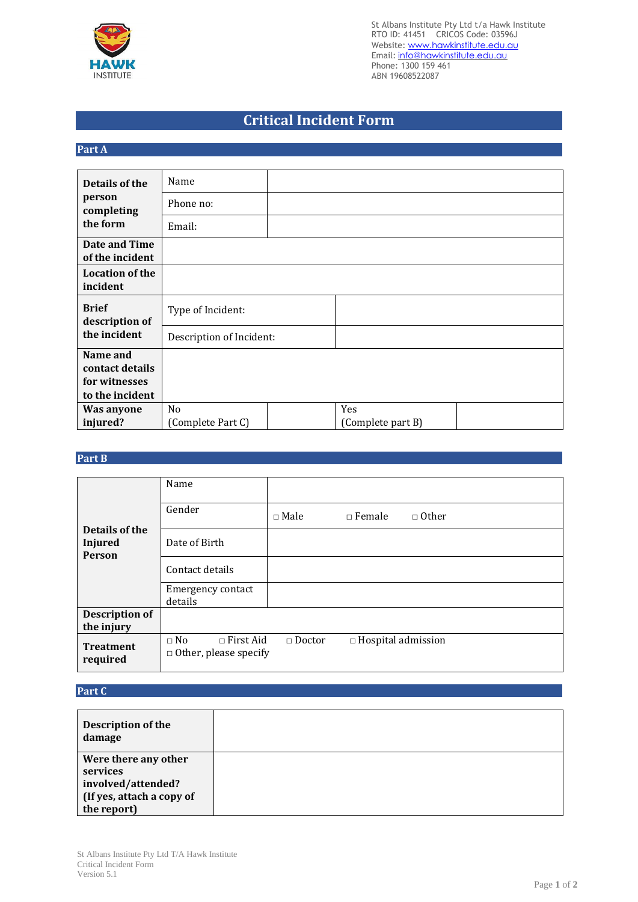St Albans Institute Pty Ltd t/a Hawk Institute
RTO ID: 41451 CRICOS Code: 03596J
Website: www.hawkinstitute.edu.au
Email: info@hawkinstitute.edu.au
Phone: 1300 159 461
ABN 19608522087

# Critical Incident Form

## Part A

| | | | | |
|---|---|---|---|---|
| **Details of the person completing the form** | Name | | | |
| | Phone no: | | | |
| | Email: | | | |
| **Date and Time of the incident** | | | | |
| **Location of the incident** | | | | |
| **Brief description of the incident** | Type of Incident: | | | |
| | Description of Incident: | | | |
| **Name and contact details for witnesses to the incident** | | | | |
| **Was anyone injured?** | No (Complete Part C) | | Yes (Complete part B) | |

## Part B

| | | |
|---|---|---|
| **Details of the Injured Person** | Name | |
| | Gender | □ Male □ Female □ Other |
| | Date of Birth | |
| | Contact details | |
| | Emergency contact details | |
| **Description of the injury** | | |
| **Treatment required** | □ No □ First Aid □ Doctor □ Hospital admission □ Other, please specify | |

## Part C

| | |
|---|---|
| **Description of the damage** | |
| **Were there any other services involved/attended? (If yes, attach a copy of the report)** | |

St Albans Institute Pty Ltd T/A Hawk Institute
Critical Incident Form
Version 5.1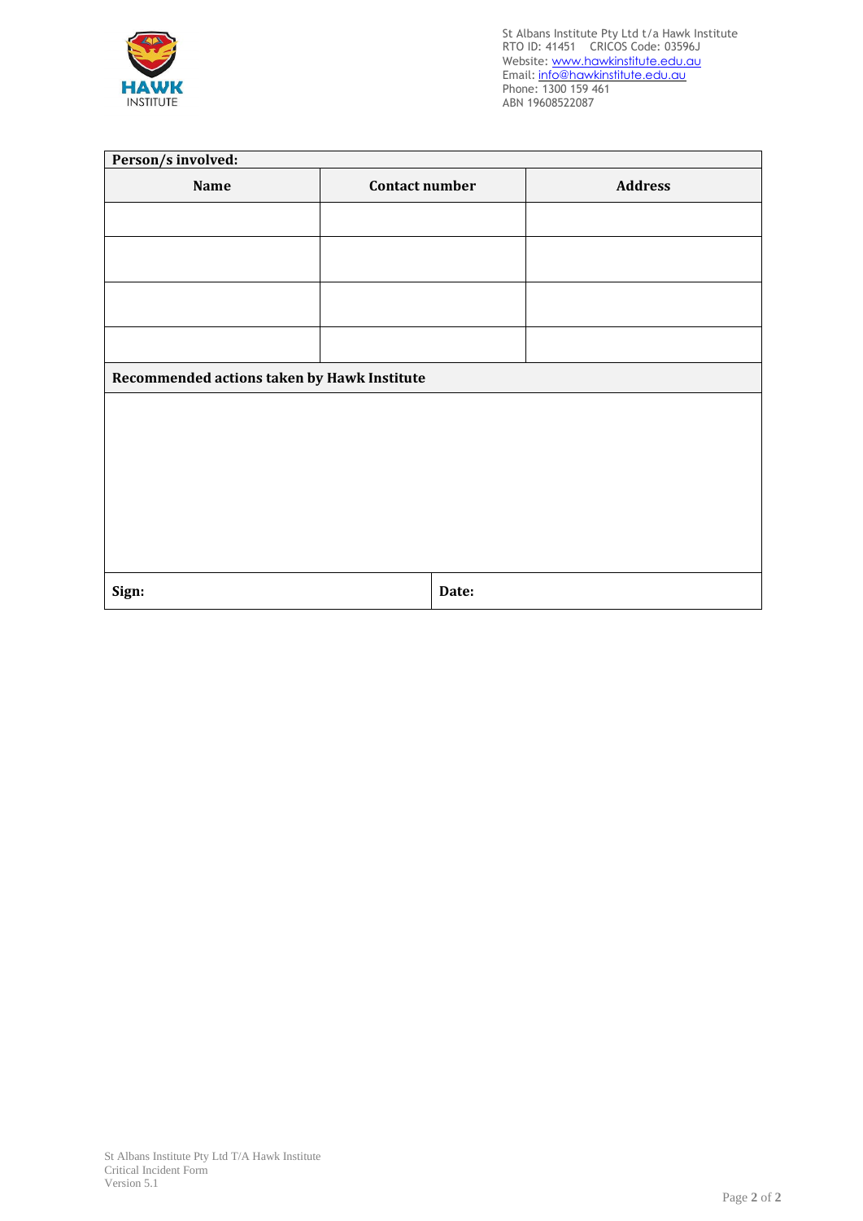St Albans Institute Pty Ltd t/a Hawk Institute
RTO ID: 41451 CRICOS Code: 03596J
Website: www.hawkinstitute.edu.au
Email: info@hawkinstitute.edu.au
Phone: 1300 159 461
ABN 19608522087

**Person/s involved:**

| Name | Contact number | Address |
|---|---|---|
| | | |
| | | |
| | | |
| | | |

**Recommended actions taken by Hawk Institute**

| | |
|---|---|
| **Sign:** | **Date:** |

St Albans Institute Pty Ltd T/A Hawk Institute
Critical Incident Form
Version 5.1